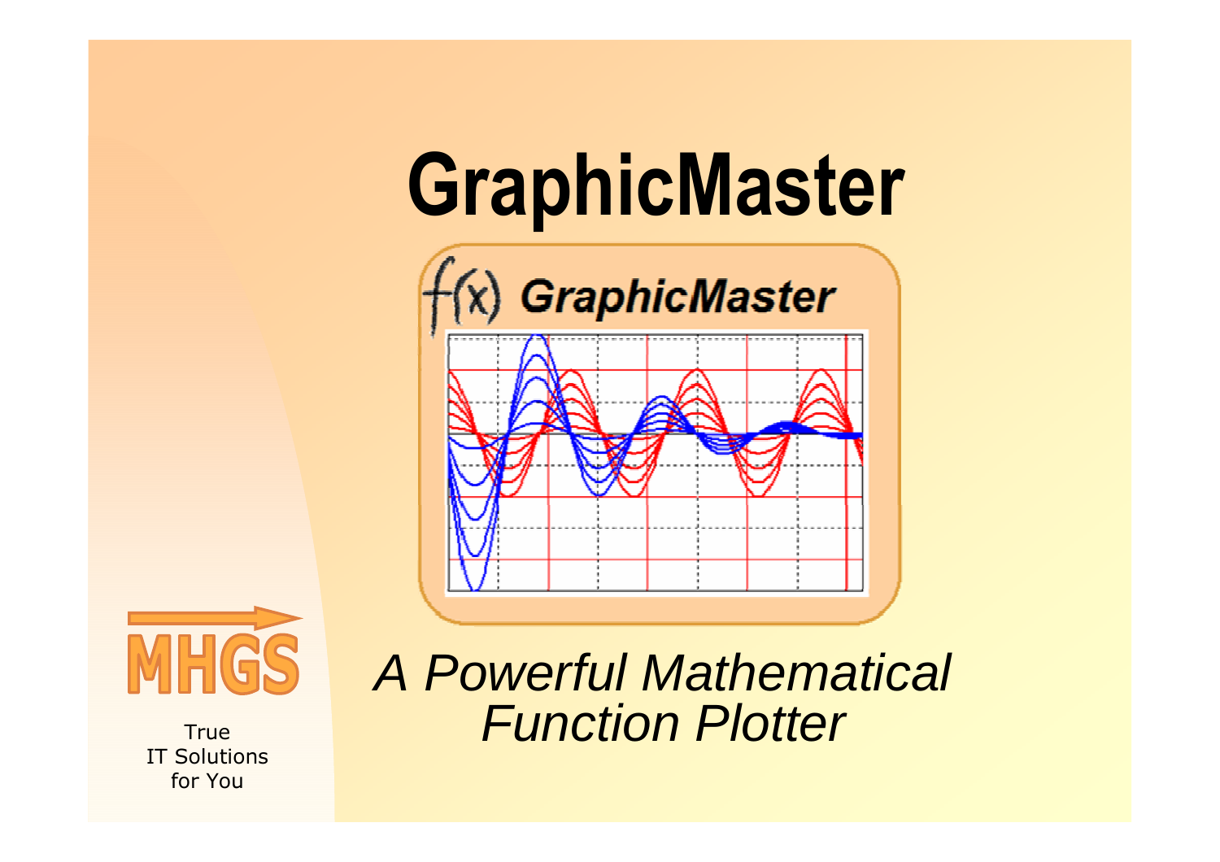# GraphicMaster

*A Powerful Mathematical Function Plotter*

MHGS

True
IT Solutions
for You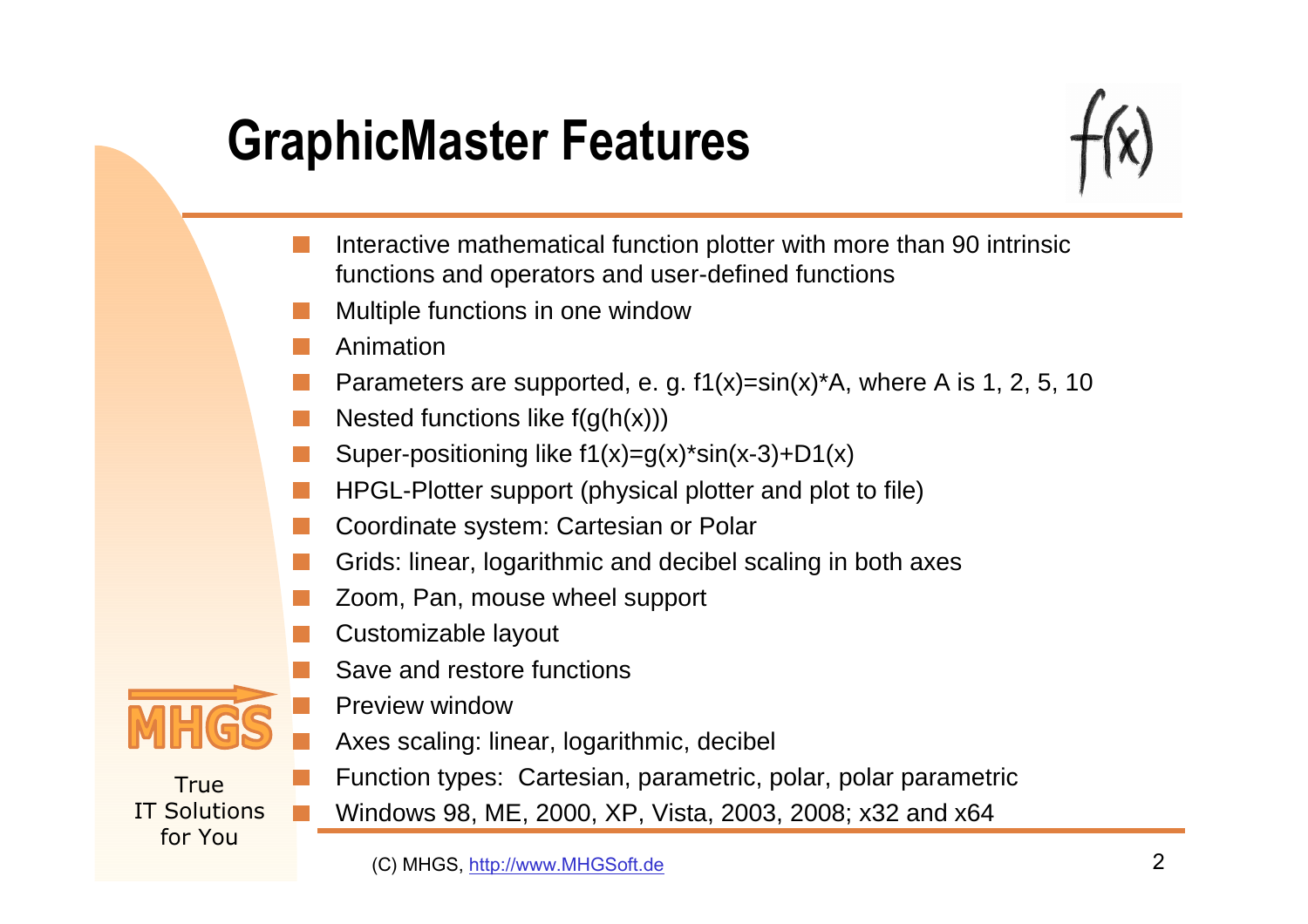# GraphicMaster Features

- Interactive mathematical function plotter with more than 90 intrinsic functions and operators and user-defined functions
- Multiple functions in one window
- Animation
- Parameters are supported, e. g. f1(x)=sin(x)*A, where A is 1, 2, 5, 10
- Nested functions like f(g(h(x)))
- Super-positioning like f1(x)=g(x)*sin(x-3)+D1(x)
- HPGL-Plotter support (physical plotter and plot to file)
- Coordinate system: Cartesian or Polar
- Grids: linear, logarithmic and decibel scaling in both axes
- Zoom, Pan, mouse wheel support
- Customizable layout
- Save and restore functions
- Preview window
- Axes scaling: linear, logarithmic, decibel
- Function types: Cartesian, parametric, polar, polar parametric
- Windows 98, ME, 2000, XP, Vista, 2003, 2008; x32 and x64

MHGS

True IT Solutions for You

(C) MHGS, http://www.MHGSoft.de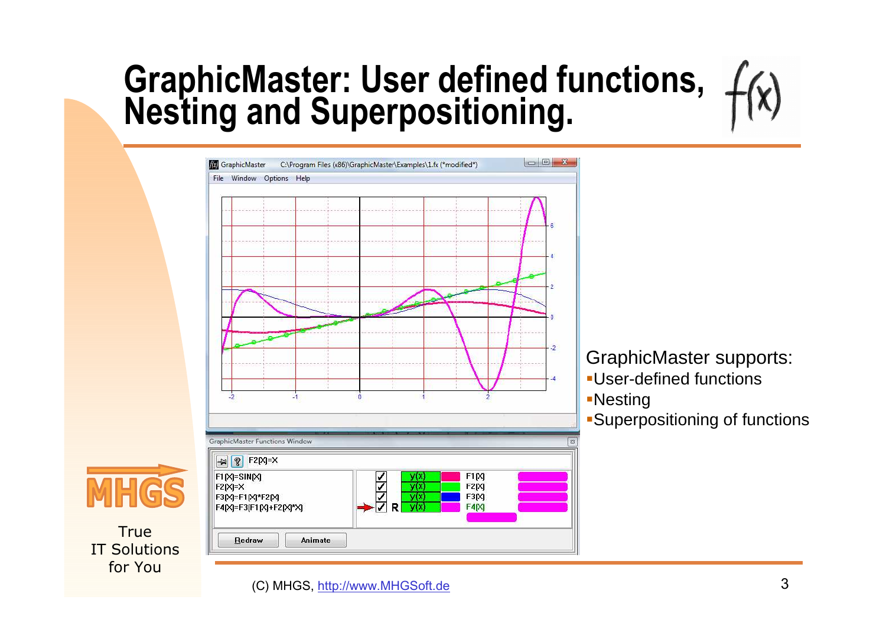# GraphicMaster: User defined functions, Nesting and Superpositioning.

GraphicMaster supports:

- User-defined functions
- Nesting
- Superpositioning of functions

(C) MHGS, http://www.MHGSoft.de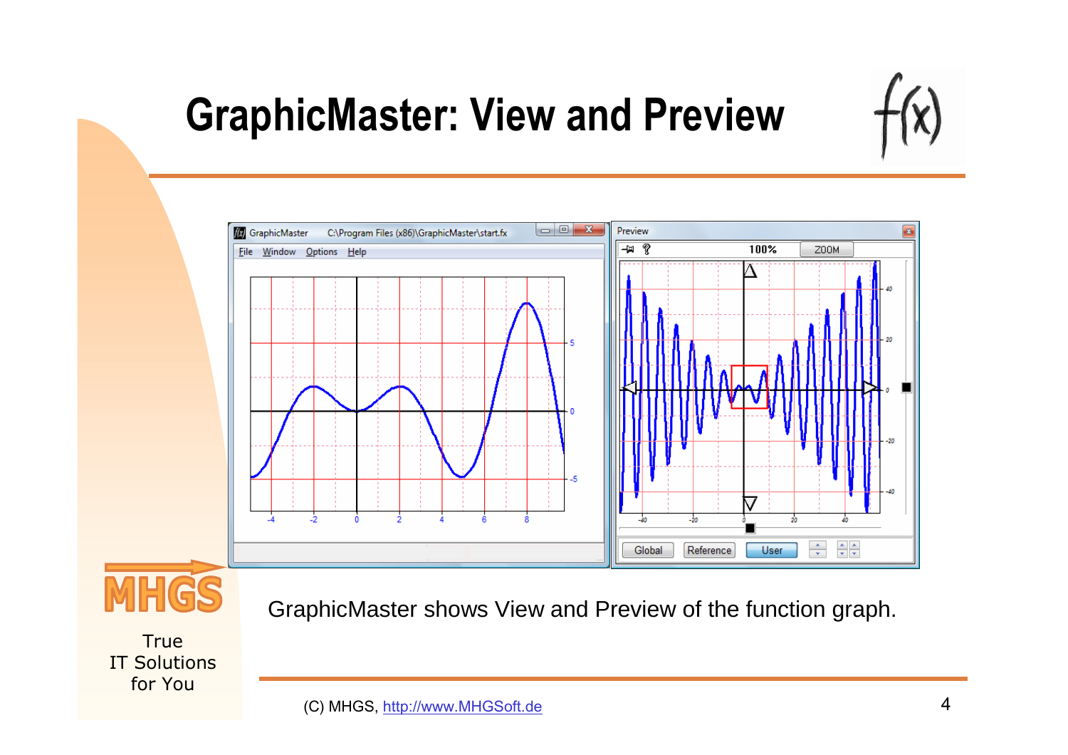# GraphicMaster: View and Preview

GraphicMaster shows View and Preview of the function graph.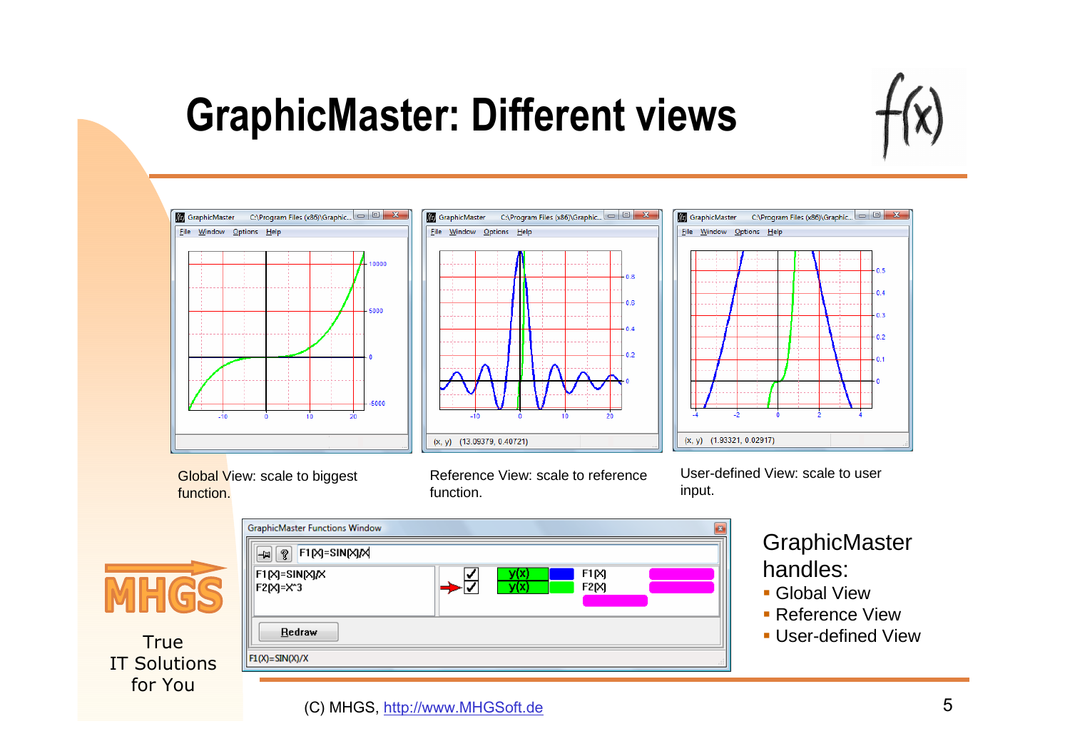# GraphicMaster: Different views

Global View: scale to biggest function.

Reference View: scale to reference function.

User-defined View: scale to user input.

GraphicMaster handles:

- Global View
- Reference View
- User-defined View

(C) MHGS, http://www.MHGSoft.de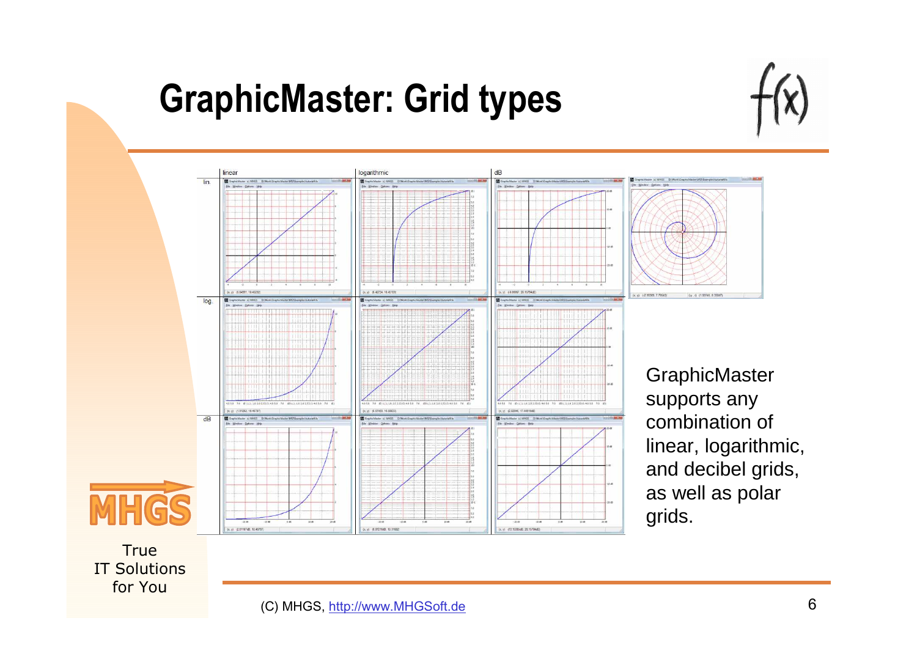# GraphicMaster: Grid types

GraphicMaster supports any combination of linear, logarithmic, and decibel grids, as well as polar grids.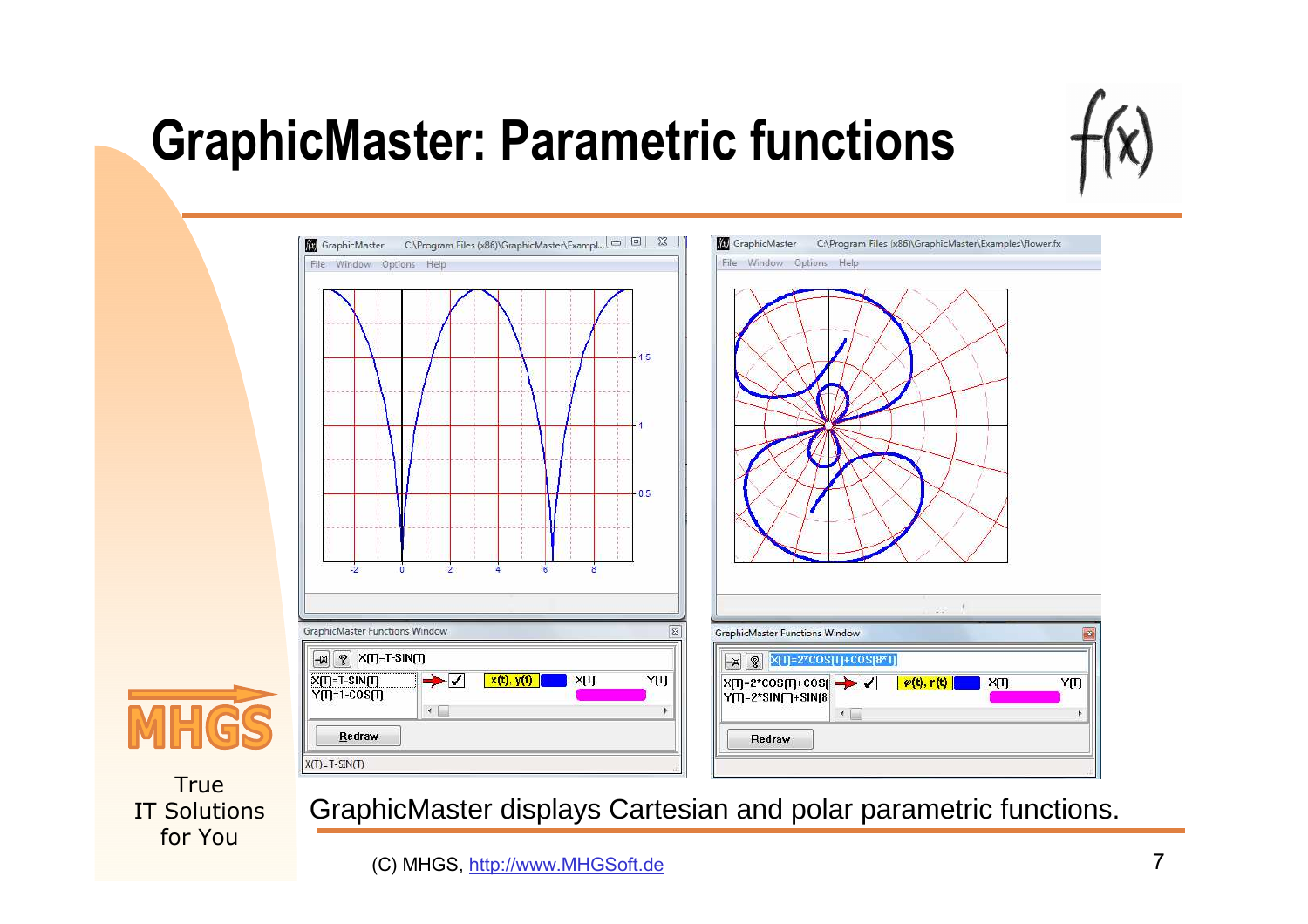# GraphicMaster: Parametric functions

GraphicMaster displays Cartesian and polar parametric functions.

(C) MHGS, http://www.MHGSoft.de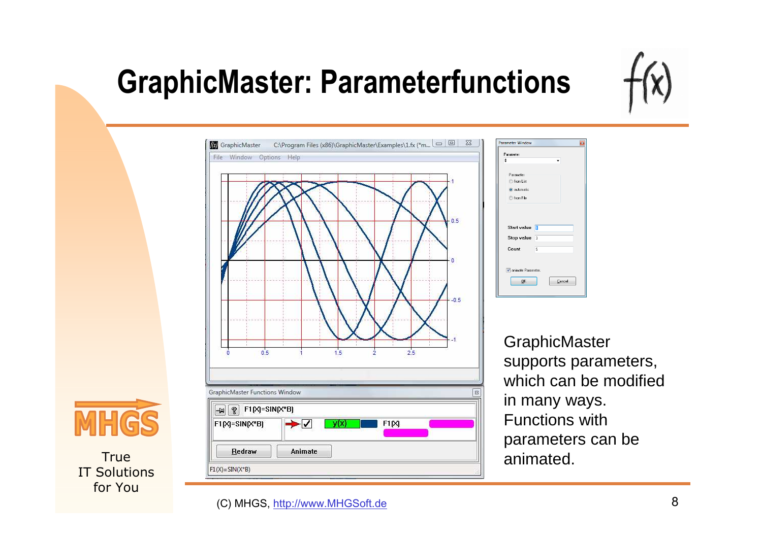# GraphicMaster: Parameterfunctions

GraphicMaster supports parameters, which can be modified in many ways. Functions with parameters can be animated.

True IT Solutions for You

(C) MHGS, http://www.MHGSoft.de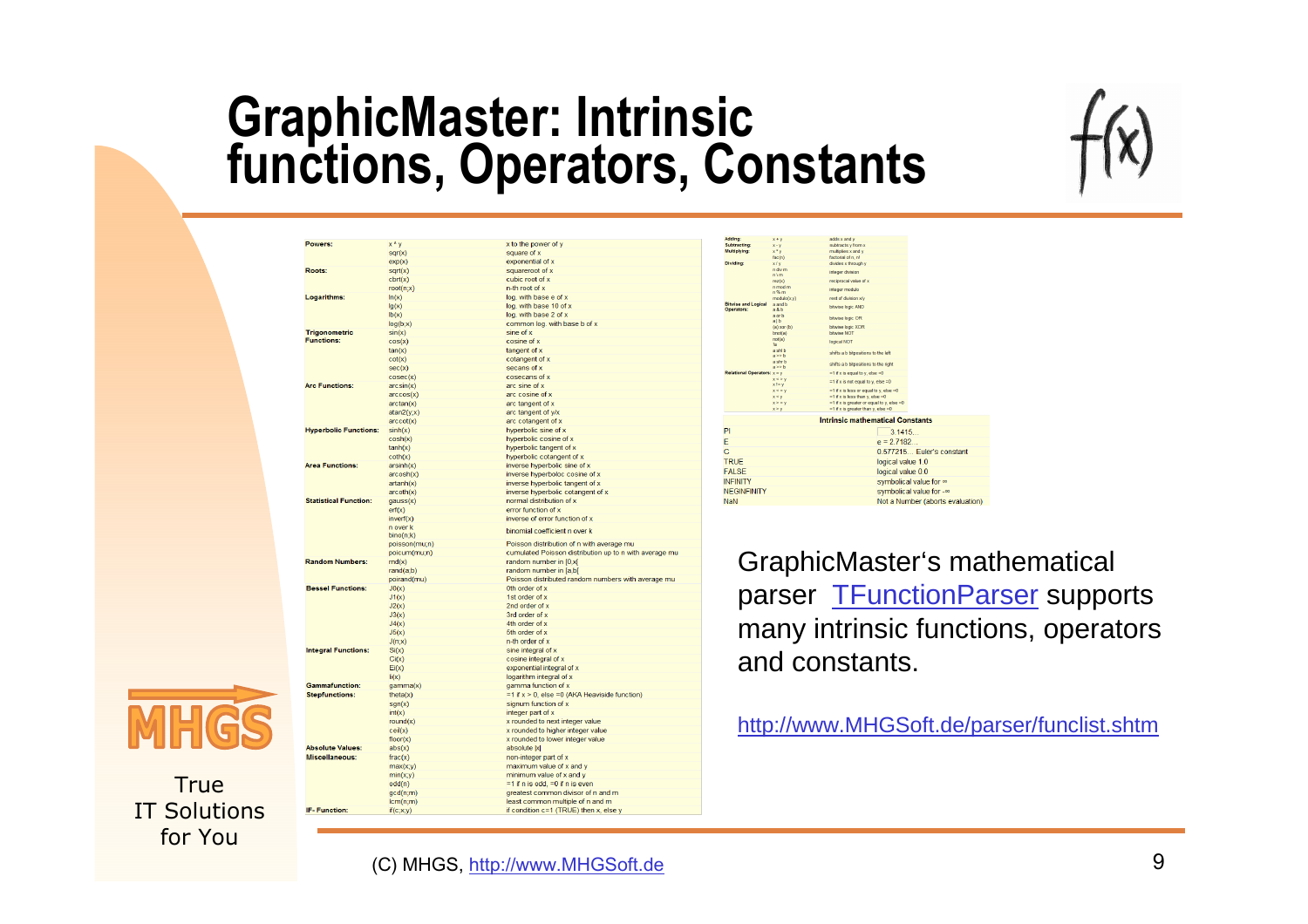# GraphicMaster: Intrinsic functions, Operators, Constants

| | | |
|---|---|---|
| **Powers:** | x ^ y | x to the power of y |
| | sqr(x) | square of x |
| | exp(x) | exponential of x |
| **Roots:** | sqrt(x) | squareroot of x |
| | cbrt(x) | cubic root of x |
| | root(n;x) | n-th root of x |
| **Logarithms:** | ln(x) | log. with base e of x |
| | lg(x) | log. with base 10 of x |
| | lb(x) | log. with base 2 of x |
| | log(b;x) | common log. with base b of x |
| **Trigonometric Functions:** | sin(x) | sine of x |
| | cos(x) | cosine of x |
| | tan(x) | tangent of x |
| | cot(x) | cotangent of x |
| | sec(x) | secans of x |
| | cosec(x) | cosecans of x |
| **Arc Functions:** | arcsin(x) | arc sine of x |
| | arccos(x) | arc cosine of x |
| | arctan(x) | arc tangent of x |
| | atan2(y;x) | arc tangent of y/x |
| | arccot(x) | arc cotangent of x |
| **Hyperbolic Functions:** | sinh(x) | hyperbolic sine of x |
| | cosh(x) | hyperbolic cosine of x |
| | tanh(x) | hyperbolic tangent of x |
| | coth(x) | hyperbolic cotangent of x |
| **Area Functions:** | arsinh(x) | inverse hyperbolic sine of x |
| | arcosh(x) | inverse hyperboloc cosine of x |
| | artanh(x) | inverse hyperbolic tangent of x |
| | arcoth(x) | inverse hyperbolic cotangent of x |
| **Statistical Function:** | gauss(x) | normal distribution of x |
| | erf(x) | error function of x |
| | inverf(x) | inverse of error function of x |
| | n over k / bino(n;k) | binomial coefficient n over k |
| | poisson(mu;n) | Poisson distribution of n with average mu |
| | poicum(mu;n) | cumulated Poisson distribution up to n with average mu |
| **Random Numbers:** | rnd(x) | random number in [0;x[ |
| | rand(a;b) | random number in [a;b[ |
| | poirand(mu) | Poisson distributed random numbers with average mu |
| **Bessel Functions:** | J0(x) | 0th order of x |
| | J1(x) | 1st order of x |
| | J2(x) | 2nd order of x |
| | J3(x) | 3rd order of x |
| | J4(x) | 4th order of x |
| | J5(x) | 5th order of x |
| | J(n;x) | n-th order of x |
| **Integral Functions:** | Si(x) | sine integral of x |
| | Ci(x) | cosine integral of x |
| | Ei(x) | exponential integral of x |
| | li(x) | logarithm integral of x |
| **Gammafunction:** | gamma(x) | gamma function of x |
| **Stepfunctions:** | theta(x) | =1 if x > 0, else =0 (AKA Heaviside function) |
| | sgn(x) | signum function of x |
| | int(x) | integer part of x |
| | round(x) | x rounded to next integer value |
| | ceil(x) | x rounded to higher integer value |
| | floor(x) | x rounded to lower integer value |
| **Absolute Values:** | abs(x) | absolute \|x\| |
| **Miscellaneous:** | frac(x) | non-integer part of x |
| | max(x;y) | maximum value of x and y |
| | min(x;y) | minimum value of x and y |
| | odd(n) | =1 if n is odd, =0 if n is even |
| | gcd(n;m) | greatest common divisor of n and m |
| | lcm(n;m) | least common multiple of n and m |
| **IF-Function:** | if(c;x;y) | if condition c=1 (TRUE) then x, else y |

| | | |
|---|---|---|
| **Adding:** | x + y | adds x and y |
| **Subtracting:** | x - y | subtracts y from x |
| **Multiplying:** | x * y | multiplies x and y |
| | fac(n) | factorial of n, n! |
| **Dividing:** | x / y | divides x through y |
| | n div m / n \ m | integer division |
| | recp(x) | reciprocal value of x |
| | n mod m / n % m | integer modulo |
| | modulo(x;y) | rest of division x/y |
| **Bitwise and Logical Operators:** | a and b / a & b | bitwise logic AND |
| | a or b / a \| b | bitwise logic OR |
| | (a) xor (b) | bitwise logic XOR |
| | bnot(a) | bitwise NOT |
| | not(a) / !a | logical NOT |
| | a shl b / a << b | shifts a b bitpositions to the left |
| | a shr b / a >> b | shifts a b bitpositions to the right |
| **Relational Operators:** | x = y | =1 if x is equal to y, else =0 |
| | x <> y / x != y | =1 if x is not equal to y, else =0 |
| | x <= y | =1 if x is less or equal to y, else =0 |
| | x < y | =1 if x is less than y, else =0 |
| | x >= y | =1 if x is greater or equal to y, else =0 |
| | x > y | =1 if x is greater than y, else =0 |

| Intrinsic mathematical Constants | |
|---|---|
| PI | 3.1415... |
| E | e = 2.7182... |
| C | 0.577215... Euler's constant |
| TRUE | logical value 1.0 |
| FALSE | logical value 0.0 |
| INFINITY | symbolical value for ∞ |
| NEGINFINITY | symbolical value for -∞ |
| NaN | Not a Number (aborts evaluation) |

GraphicMaster's mathematical parser TFunctionParser supports many intrinsic functions, operators and constants.

http://www.MHGSoft.de/parser/funclist.shtm

True IT Solutions for You

(C) MHGS, http://www.MHGSoft.de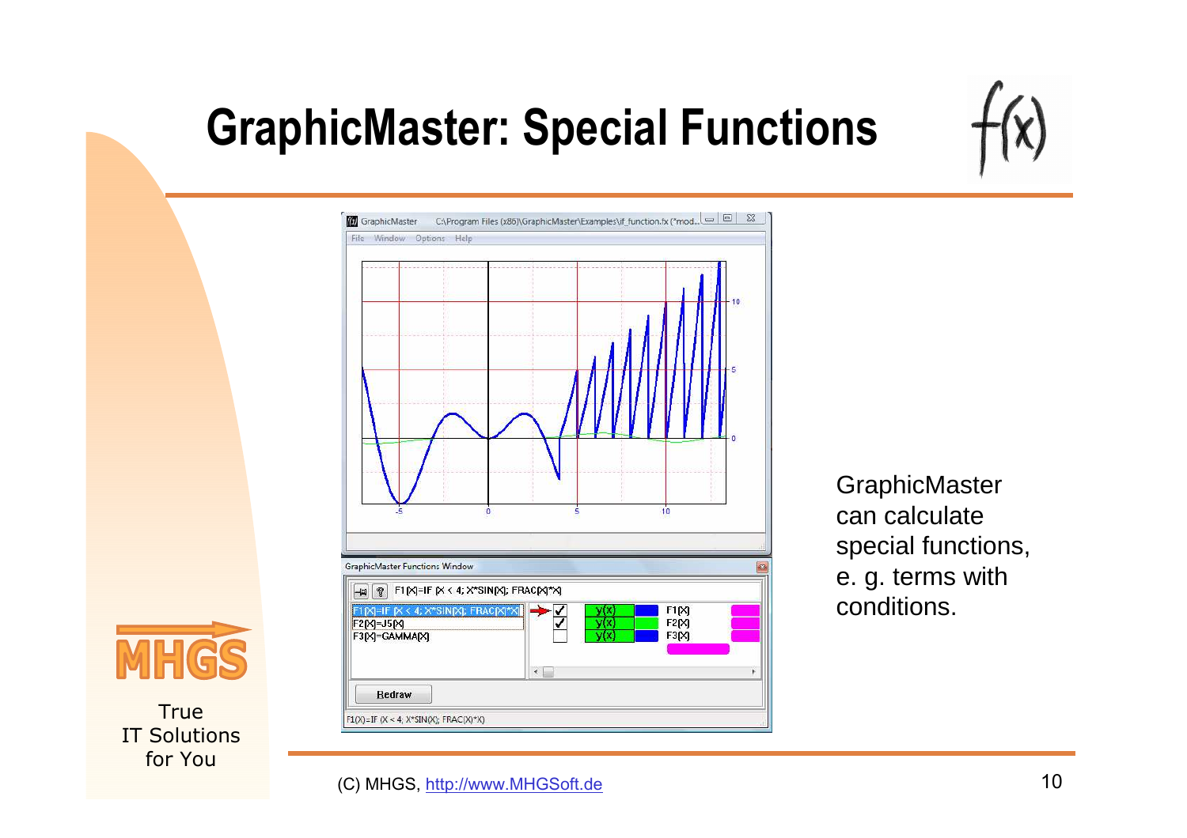# GraphicMaster: Special Functions

GraphicMaster can calculate special functions, e. g. terms with conditions.

(C) MHGS, http://www.MHGSoft.de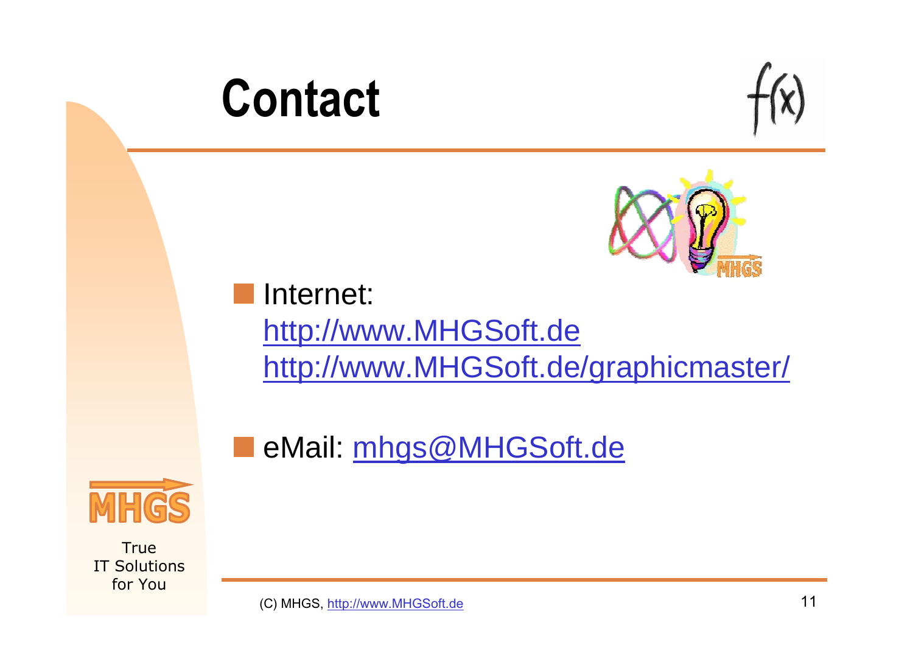# Contact

- Internet:
  http://www.MHGSoft.de
  http://www.MHGSoft.de/graphicmaster/

- eMail: mhgs@MHGSoft.de

MHGS

True
IT Solutions
for You